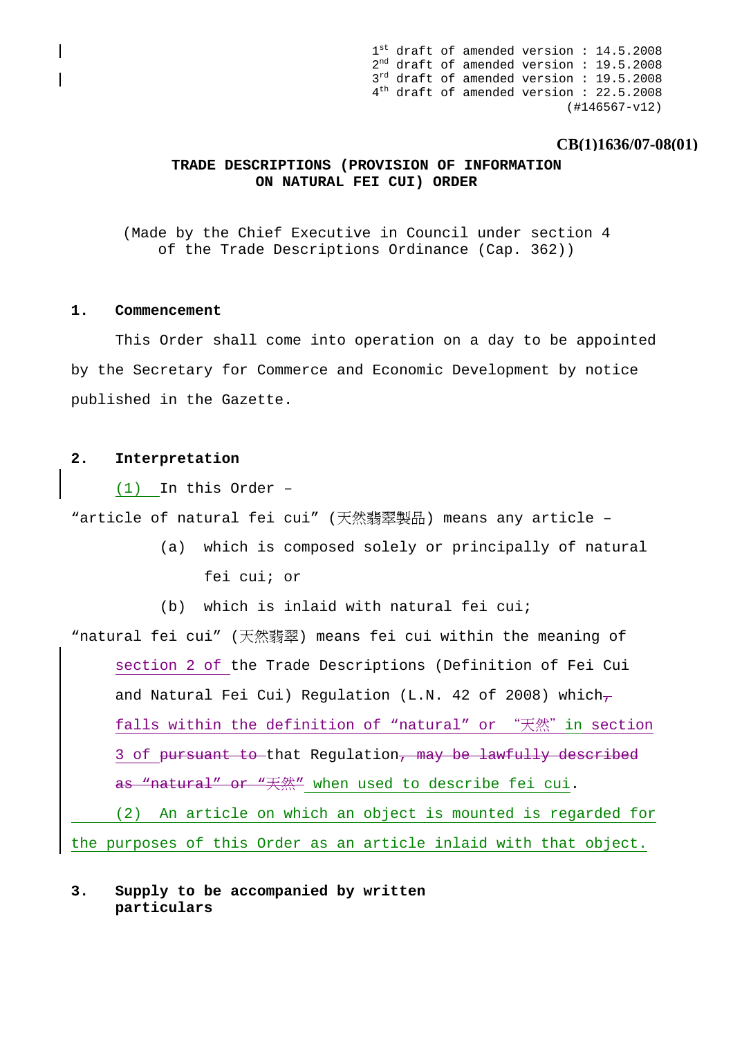1st draft of amended version : 14.5.2008
2nd draft of amended version : 19.5.2008
3rd draft of amended version : 19.5.2008
4th draft of amended version : 22.5.2008
(#146567-v12)

**CB(1)1636/07-08(01)**

**TRADE DESCRIPTIONS (PROVISION OF INFORMATION ON NATURAL FEI CUI) ORDER**

(Made by the Chief Executive in Council under section 4 of the Trade Descriptions Ordinance (Cap. 362))

**1. Commencement**

This Order shall come into operation on a day to be appointed by the Secretary for Commerce and Economic Development by notice published in the Gazette.

**2. Interpretation**

(1) In this Order –

"article of natural fei cui" (天然翡翠製品) means any article –

(a) which is composed solely or principally of natural fei cui; or

(b) which is inlaid with natural fei cui;

"natural fei cui" (天然翡翠) means fei cui within the meaning of section 2 of the Trade Descriptions (Definition of Fei Cui and Natural Fei Cui) Regulation (L.N. 42 of 2008) which~~,~~ falls within the definition of "natural" or "天然" in section 3 of ~~pursuant to~~ that Regulation~~, may be lawfully described as "natural" or "天然"~~ when used to describe fei cui.

(2) An article on which an object is mounted is regarded for the purposes of this Order as an article inlaid with that object.

**3. Supply to be accompanied by written particulars**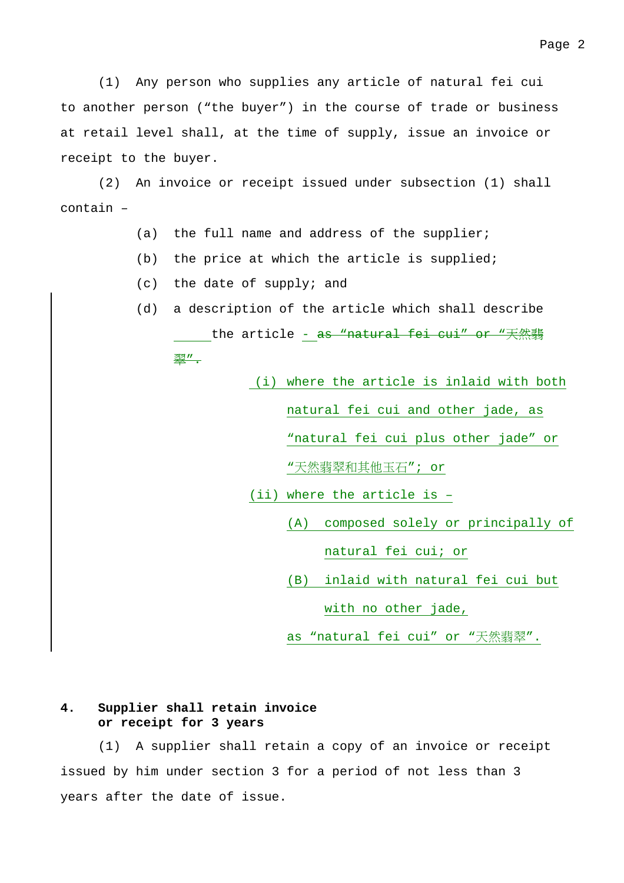(1) Any person who supplies any article of natural fei cui to another person ("the buyer") in the course of trade or business at retail level shall, at the time of supply, issue an invoice or receipt to the buyer.

(2) An invoice or receipt issued under subsection (1) shall contain –

(a) the full name and address of the supplier;

(b) the price at which the article is supplied;

(c) the date of supply; and

(d) a description of the article which shall describe the article ~~- as "natural fei cui" or "天然翡翠".~~

(i) where the article is inlaid with both natural fei cui and other jade, as "natural fei cui plus other jade" or "天然翡翠和其他玉石"; or

(ii) where the article is –

(A) composed solely or principally of natural fei cui; or

(B) inlaid with natural fei cui but with no other jade,

as "natural fei cui" or "天然翡翠".

### 4. Supplier shall retain invoice or receipt for 3 years

(1) A supplier shall retain a copy of an invoice or receipt issued by him under section 3 for a period of not less than 3 years after the date of issue.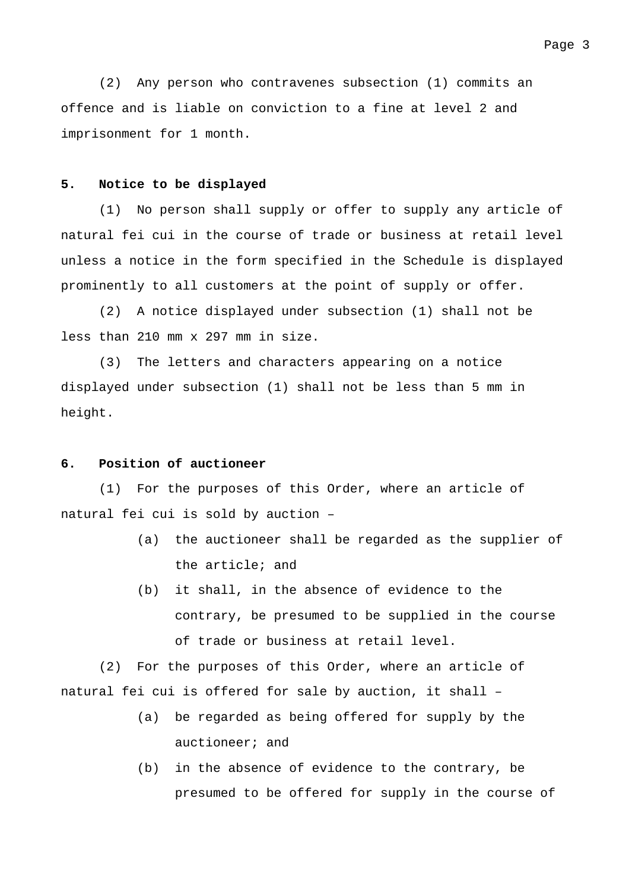(2) Any person who contravenes subsection (1) commits an offence and is liable on conviction to a fine at level 2 and imprisonment for 1 month.

**5. Notice to be displayed**

(1) No person shall supply or offer to supply any article of natural fei cui in the course of trade or business at retail level unless a notice in the form specified in the Schedule is displayed prominently to all customers at the point of supply or offer.

(2) A notice displayed under subsection (1) shall not be less than 210 mm x 297 mm in size.

(3) The letters and characters appearing on a notice displayed under subsection (1) shall not be less than 5 mm in height.

**6. Position of auctioneer**

(1) For the purposes of this Order, where an article of natural fei cui is sold by auction –

- (a) the auctioneer shall be regarded as the supplier of the article; and
- (b) it shall, in the absence of evidence to the contrary, be presumed to be supplied in the course of trade or business at retail level.

(2) For the purposes of this Order, where an article of natural fei cui is offered for sale by auction, it shall –

- (a) be regarded as being offered for supply by the auctioneer; and
- (b) in the absence of evidence to the contrary, be presumed to be offered for supply in the course of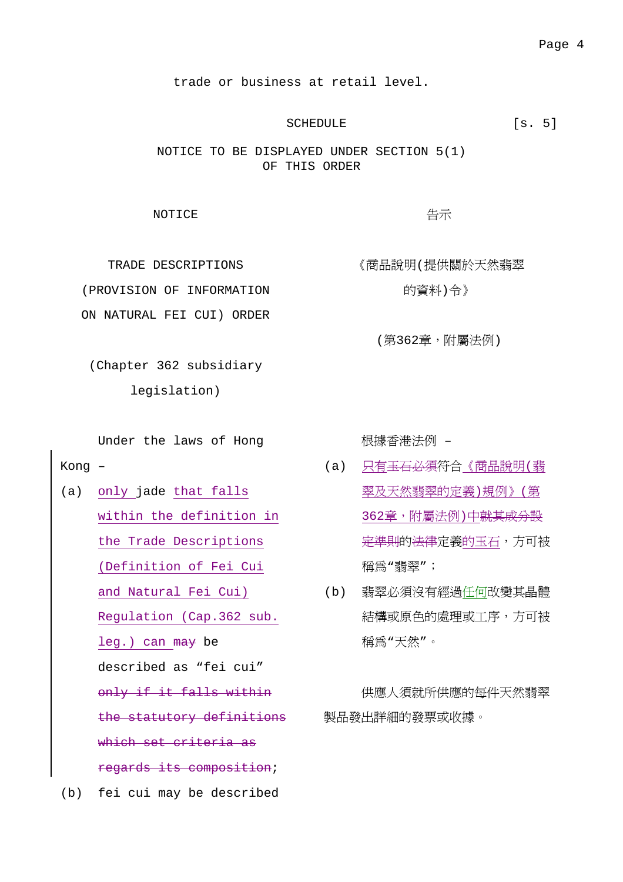trade or business at retail level.

SCHEDULE [s. 5]

NOTICE TO BE DISPLAYED UNDER SECTION 5(1) OF THIS ORDER

NOTICE

TRADE DESCRIPTIONS (PROVISION OF INFORMATION ON NATURAL FEI CUI) ORDER

(Chapter 362 subsidiary legislation)

Under the laws of Hong Kong –

(a) only jade that falls within the definition in the Trade Descriptions (Definition of Fei Cui and Natural Fei Cui) Regulation (Cap.362 sub. leg.) can ~~may~~ be described as "fei cui" ~~only if it falls within the statutory definitions which set criteria as regards its composition~~;

(b) fei cui may be described

告示

《商品說明(提供關於天然翡翠的資料)令》

(第362章,附屬法例)

根據香港法例 –

(a) 只有~~玉石必須~~符合《商品說明(翡翠及天然翡翠的定義)規例》(第362章,附屬法例)中~~就其成分設定準則~~的~~法律~~定義的玉石,方可被稱為"翡翠";

(b) 翡翠必須沒有經過任何改變其晶體結構或原色的處理或工序,方可被稱為"天然"。

供應人須就所供應的每件天然翡翠製品發出詳細的發票或收據。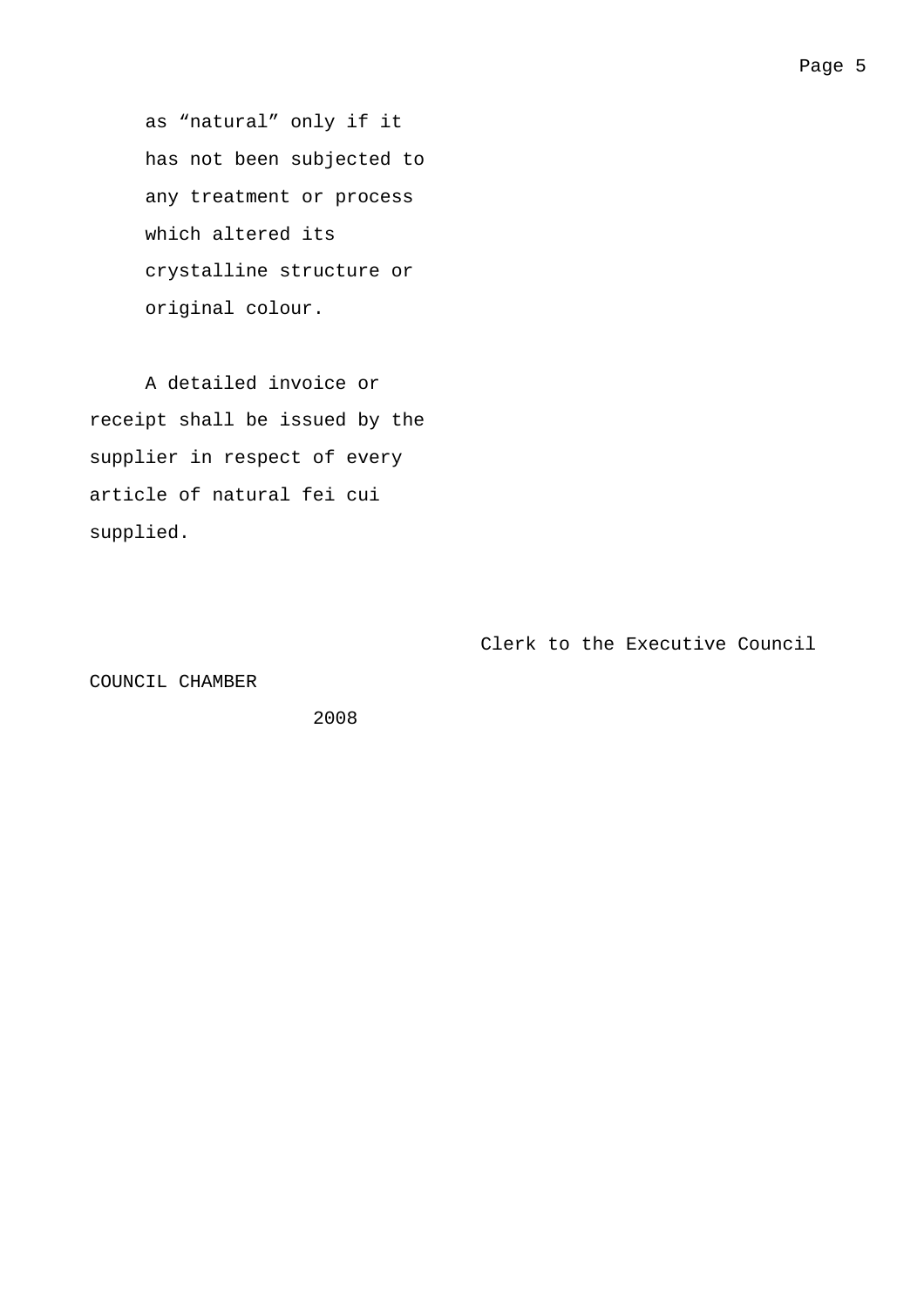as "natural" only if it has not been subjected to any treatment or process which altered its crystalline structure or original colour.

A detailed invoice or receipt shall be issued by the supplier in respect of every article of natural fei cui supplied.

Clerk to the Executive Council

COUNCIL CHAMBER

2008